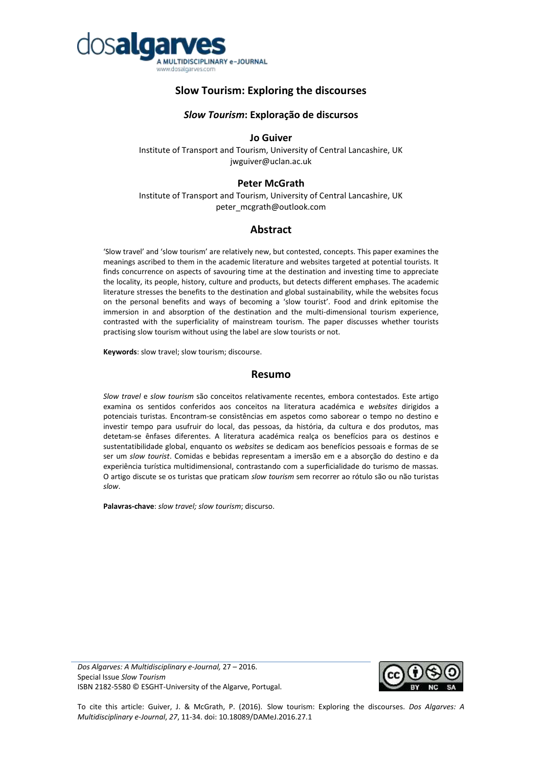# Slow Tourism: Exploring the discourses

## *Slow Tourism*: Exploração de discursos

**Jo Guiver**

Institute of Transport and Tourism, University of Central Lancashire, UK
jwguiver@uclan.ac.uk

**Peter McGrath**

Institute of Transport and Tourism, University of Central Lancashire, UK
peter_mcgrath@outlook.com

## Abstract

'Slow travel' and 'slow tourism' are relatively new, but contested, concepts. This paper examines the meanings ascribed to them in the academic literature and websites targeted at potential tourists. It finds concurrence on aspects of savouring time at the destination and investing time to appreciate the locality, its people, history, culture and products, but detects different emphases. The academic literature stresses the benefits to the destination and global sustainability, while the websites focus on the personal benefits and ways of becoming a 'slow tourist'. Food and drink epitomise the immersion in and absorption of the destination and the multi-dimensional tourism experience, contrasted with the superficiality of mainstream tourism. The paper discusses whether tourists practising slow tourism without using the label are slow tourists or not.

**Keywords**: slow travel; slow tourism; discourse.

## Resumo

*Slow travel* e *slow tourism* são conceitos relativamente recentes, embora contestados. Este artigo examina os sentidos conferidos aos conceitos na literatura académica e *websites* dirigidos a potenciais turistas. Encontram-se consistências em aspetos como saborear o tempo no destino e investir tempo para usufruir do local, das pessoas, da história, da cultura e dos produtos, mas detetam-se ênfases diferentes. A literatura académica realça os benefícios para os destinos e sustentatibilidade global, enquanto os *websites* se dedicam aos benefícios pessoais e formas de se ser um *slow tourist*. Comidas e bebidas representam a imersão em e a absorção do destino e da experiência turística multidimensional, contrastando com a superficialidade do turismo de massas. O artigo discute se os turistas que praticam *slow tourism* sem recorrer ao rótulo são ou não turistas *slow*.

**Palavras-chave**: *slow travel; slow tourism*; discurso.

*Dos Algarves: A Multidisciplinary e-Journal,* 27 – 2016.
Special Issue *Slow Tourism*
ISBN 2182-5580 © ESGHT-University of the Algarve, Portugal.

To cite this article: Guiver, J. & McGrath, P. (2016). Slow tourism: Exploring the discourses. *Dos Algarves: A Multidisciplinary e-Journal*, *27*, 11-34. doi: 10.18089/DAMeJ.2016.27.1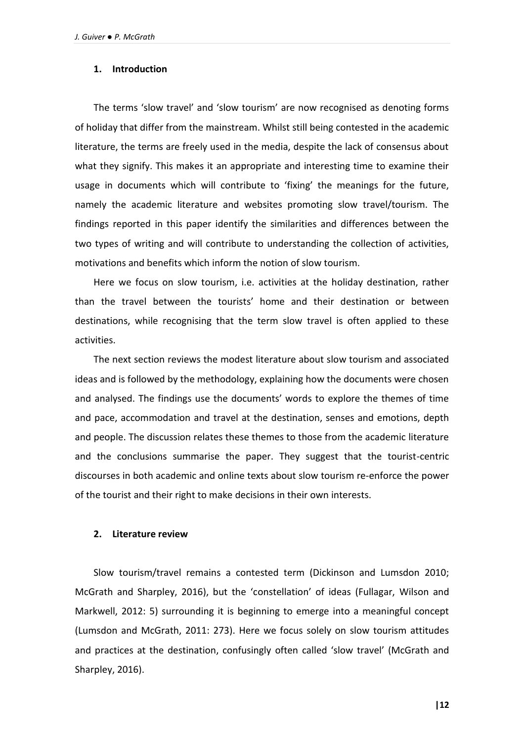## 1. Introduction

The terms 'slow travel' and 'slow tourism' are now recognised as denoting forms of holiday that differ from the mainstream. Whilst still being contested in the academic literature, the terms are freely used in the media, despite the lack of consensus about what they signify. This makes it an appropriate and interesting time to examine their usage in documents which will contribute to 'fixing' the meanings for the future, namely the academic literature and websites promoting slow travel/tourism. The findings reported in this paper identify the similarities and differences between the two types of writing and will contribute to understanding the collection of activities, motivations and benefits which inform the notion of slow tourism.

Here we focus on slow tourism, i.e. activities at the holiday destination, rather than the travel between the tourists' home and their destination or between destinations, while recognising that the term slow travel is often applied to these activities.

The next section reviews the modest literature about slow tourism and associated ideas and is followed by the methodology, explaining how the documents were chosen and analysed. The findings use the documents' words to explore the themes of time and pace, accommodation and travel at the destination, senses and emotions, depth and people. The discussion relates these themes to those from the academic literature and the conclusions summarise the paper. They suggest that the tourist-centric discourses in both academic and online texts about slow tourism re-enforce the power of the tourist and their right to make decisions in their own interests.

## 2. Literature review

Slow tourism/travel remains a contested term (Dickinson and Lumsdon 2010; McGrath and Sharpley, 2016), but the 'constellation' of ideas (Fullagar, Wilson and Markwell, 2012: 5) surrounding it is beginning to emerge into a meaningful concept (Lumsdon and McGrath, 2011: 273). Here we focus solely on slow tourism attitudes and practices at the destination, confusingly often called 'slow travel' (McGrath and Sharpley, 2016).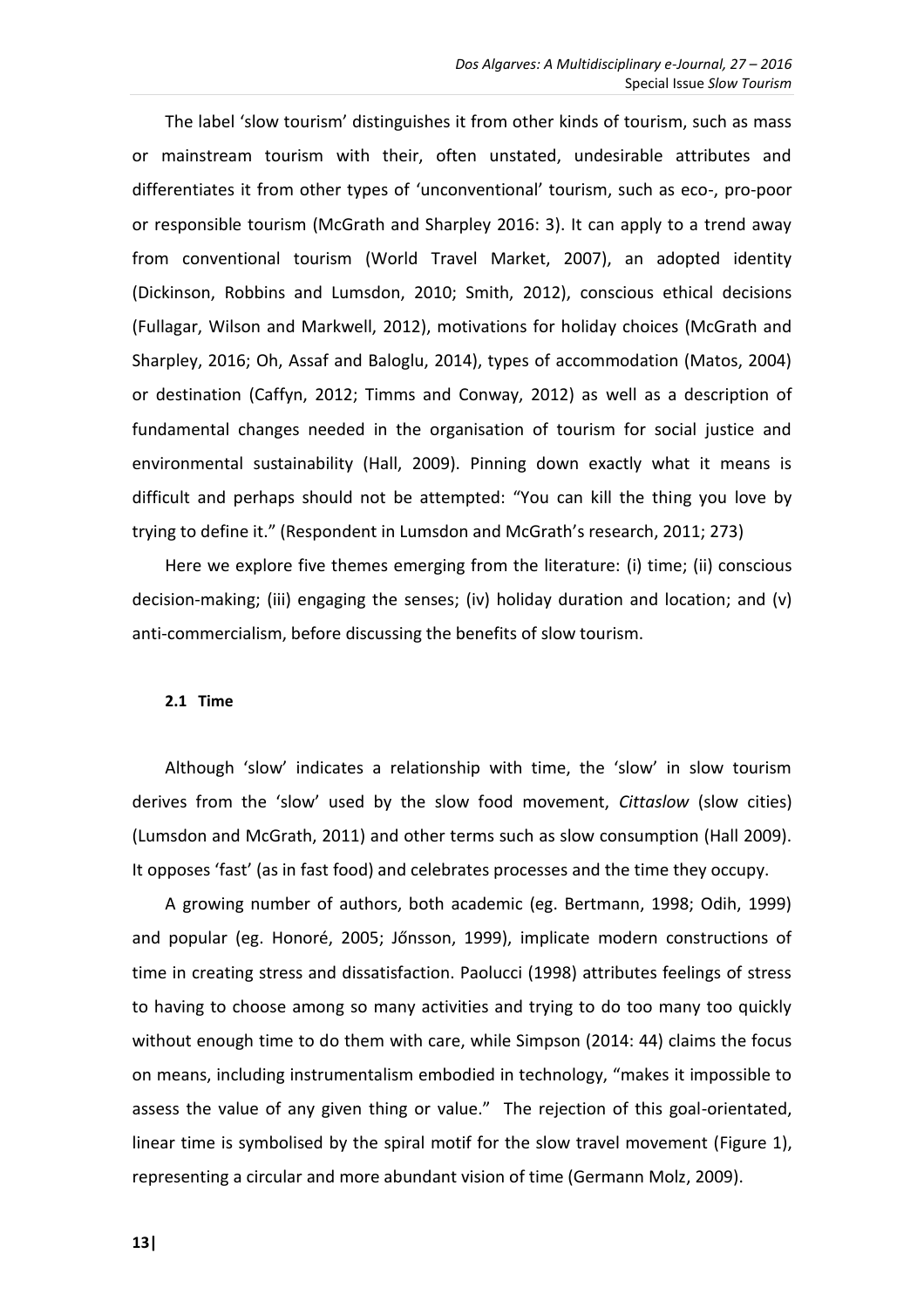The label 'slow tourism' distinguishes it from other kinds of tourism, such as mass or mainstream tourism with their, often unstated, undesirable attributes and differentiates it from other types of 'unconventional' tourism, such as eco-, pro-poor or responsible tourism (McGrath and Sharpley 2016: 3). It can apply to a trend away from conventional tourism (World Travel Market, 2007), an adopted identity (Dickinson, Robbins and Lumsdon, 2010; Smith, 2012), conscious ethical decisions (Fullagar, Wilson and Markwell, 2012), motivations for holiday choices (McGrath and Sharpley, 2016; Oh, Assaf and Baloglu, 2014), types of accommodation (Matos, 2004) or destination (Caffyn, 2012; Timms and Conway, 2012) as well as a description of fundamental changes needed in the organisation of tourism for social justice and environmental sustainability (Hall, 2009). Pinning down exactly what it means is difficult and perhaps should not be attempted: "You can kill the thing you love by trying to define it." (Respondent in Lumsdon and McGrath's research, 2011; 273)

Here we explore five themes emerging from the literature: (i) time; (ii) conscious decision-making; (iii) engaging the senses; (iv) holiday duration and location; and (v) anti-commercialism, before discussing the benefits of slow tourism.

### 2.1 Time

Although 'slow' indicates a relationship with time, the 'slow' in slow tourism derives from the 'slow' used by the slow food movement, *Cittaslow* (slow cities) (Lumsdon and McGrath, 2011) and other terms such as slow consumption (Hall 2009). It opposes 'fast' (as in fast food) and celebrates processes and the time they occupy.

A growing number of authors, both academic (eg. Bertmann, 1998; Odih, 1999) and popular (eg. Honoré, 2005; Jőnsson, 1999), implicate modern constructions of time in creating stress and dissatisfaction. Paolucci (1998) attributes feelings of stress to having to choose among so many activities and trying to do too many too quickly without enough time to do them with care, while Simpson (2014: 44) claims the focus on means, including instrumentalism embodied in technology, "makes it impossible to assess the value of any given thing or value." The rejection of this goal-orientated, linear time is symbolised by the spiral motif for the slow travel movement (Figure 1), representing a circular and more abundant vision of time (Germann Molz, 2009).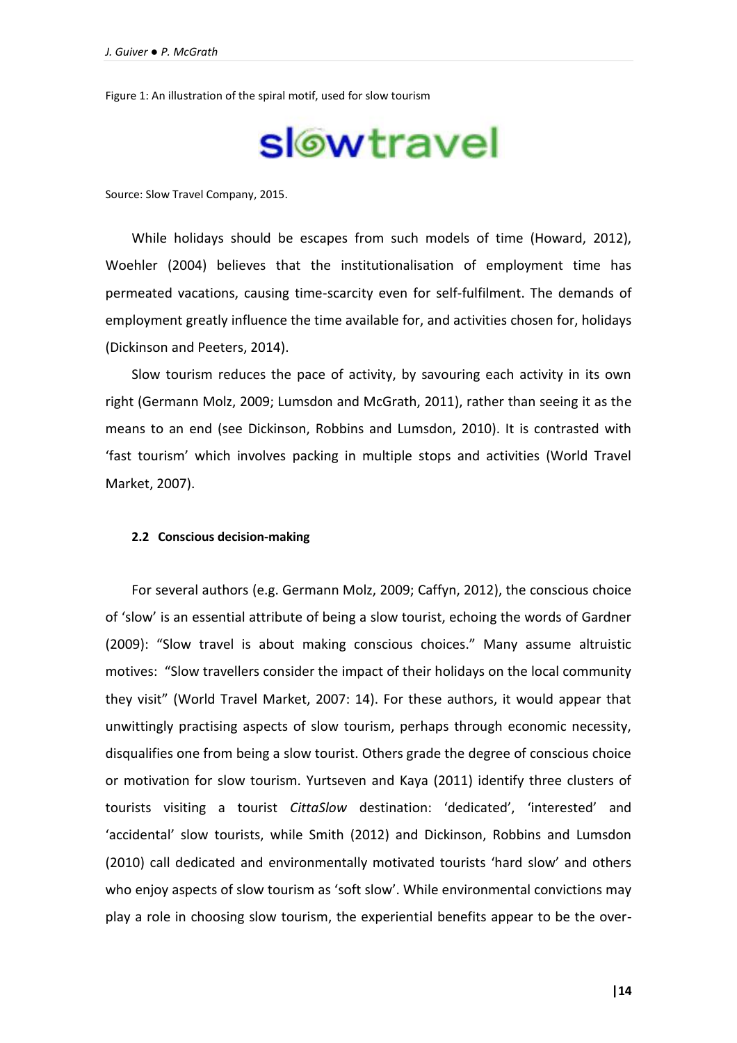Figure 1: An illustration of the spiral motif, used for slow tourism

Source: Slow Travel Company, 2015.

While holidays should be escapes from such models of time (Howard, 2012), Woehler (2004) believes that the institutionalisation of employment time has permeated vacations, causing time-scarcity even for self-fulfilment. The demands of employment greatly influence the time available for, and activities chosen for, holidays (Dickinson and Peeters, 2014).

Slow tourism reduces the pace of activity, by savouring each activity in its own right (Germann Molz, 2009; Lumsdon and McGrath, 2011), rather than seeing it as the means to an end (see Dickinson, Robbins and Lumsdon, 2010). It is contrasted with 'fast tourism' which involves packing in multiple stops and activities (World Travel Market, 2007).

### 2.2 Conscious decision-making

For several authors (e.g. Germann Molz, 2009; Caffyn, 2012), the conscious choice of 'slow' is an essential attribute of being a slow tourist, echoing the words of Gardner (2009): "Slow travel is about making conscious choices." Many assume altruistic motives: "Slow travellers consider the impact of their holidays on the local community they visit" (World Travel Market, 2007: 14). For these authors, it would appear that unwittingly practising aspects of slow tourism, perhaps through economic necessity, disqualifies one from being a slow tourist. Others grade the degree of conscious choice or motivation for slow tourism. Yurtseven and Kaya (2011) identify three clusters of tourists visiting a tourist *CittaSlow* destination: 'dedicated', 'interested' and 'accidental' slow tourists, while Smith (2012) and Dickinson, Robbins and Lumsdon (2010) call dedicated and environmentally motivated tourists 'hard slow' and others who enjoy aspects of slow tourism as 'soft slow'. While environmental convictions may play a role in choosing slow tourism, the experiential benefits appear to be the over-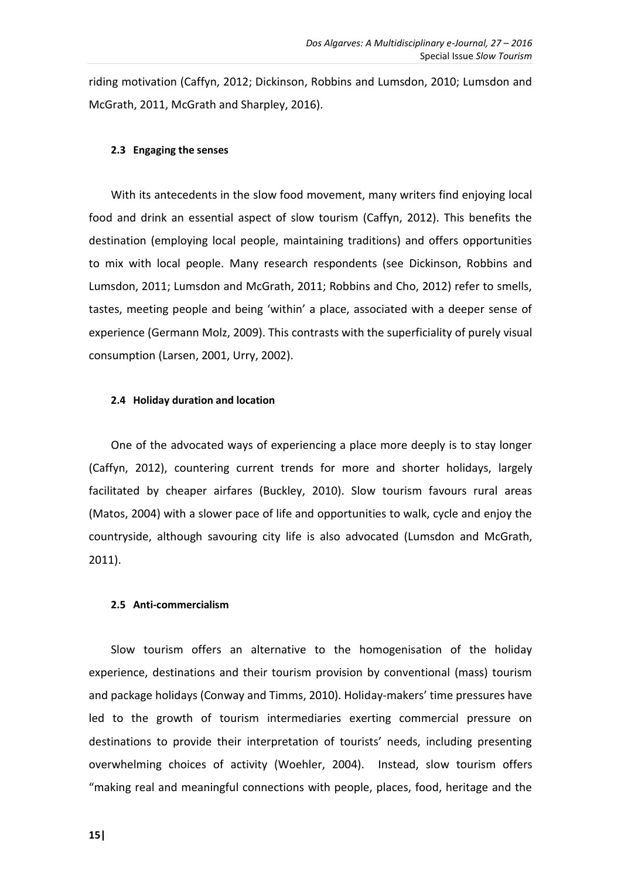riding motivation (Caffyn, 2012; Dickinson, Robbins and Lumsdon, 2010; Lumsdon and McGrath, 2011, McGrath and Sharpley, 2016).

### 2.3 Engaging the senses

With its antecedents in the slow food movement, many writers find enjoying local food and drink an essential aspect of slow tourism (Caffyn, 2012). This benefits the destination (employing local people, maintaining traditions) and offers opportunities to mix with local people. Many research respondents (see Dickinson, Robbins and Lumsdon, 2011; Lumsdon and McGrath, 2011; Robbins and Cho, 2012) refer to smells, tastes, meeting people and being 'within' a place, associated with a deeper sense of experience (Germann Molz, 2009). This contrasts with the superficiality of purely visual consumption (Larsen, 2001, Urry, 2002).

### 2.4 Holiday duration and location

One of the advocated ways of experiencing a place more deeply is to stay longer (Caffyn, 2012), countering current trends for more and shorter holidays, largely facilitated by cheaper airfares (Buckley, 2010). Slow tourism favours rural areas (Matos, 2004) with a slower pace of life and opportunities to walk, cycle and enjoy the countryside, although savouring city life is also advocated (Lumsdon and McGrath, 2011).

### 2.5 Anti-commercialism

Slow tourism offers an alternative to the homogenisation of the holiday experience, destinations and their tourism provision by conventional (mass) tourism and package holidays (Conway and Timms, 2010). Holiday-makers' time pressures have led to the growth of tourism intermediaries exerting commercial pressure on destinations to provide their interpretation of tourists' needs, including presenting overwhelming choices of activity (Woehler, 2004). Instead, slow tourism offers "making real and meaningful connections with people, places, food, heritage and the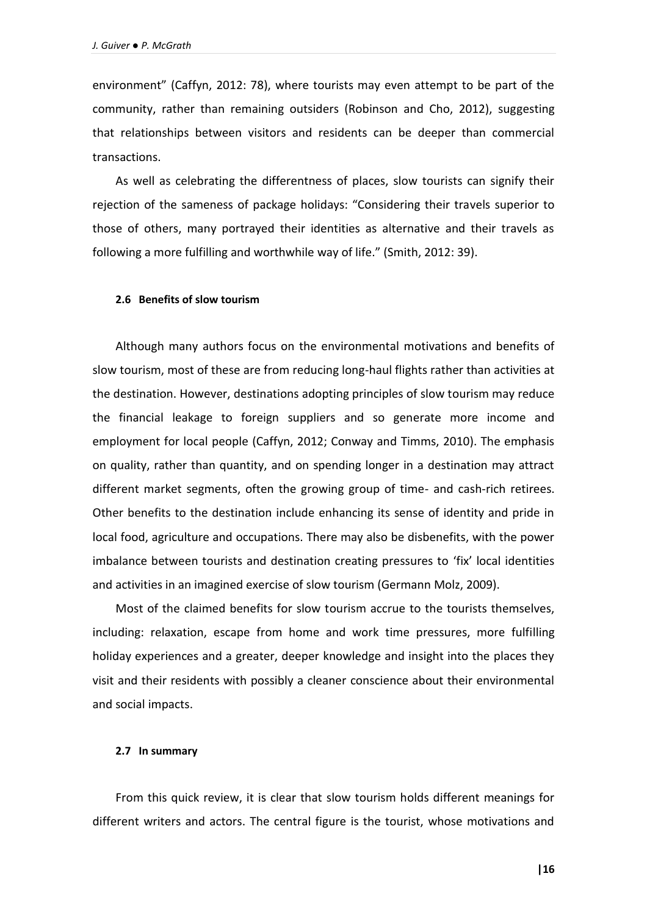environment" (Caffyn, 2012: 78), where tourists may even attempt to be part of the community, rather than remaining outsiders (Robinson and Cho, 2012), suggesting that relationships between visitors and residents can be deeper than commercial transactions.

As well as celebrating the differentness of places, slow tourists can signify their rejection of the sameness of package holidays: "Considering their travels superior to those of others, many portrayed their identities as alternative and their travels as following a more fulfilling and worthwhile way of life." (Smith, 2012: 39).

### 2.6 Benefits of slow tourism

Although many authors focus on the environmental motivations and benefits of slow tourism, most of these are from reducing long-haul flights rather than activities at the destination. However, destinations adopting principles of slow tourism may reduce the financial leakage to foreign suppliers and so generate more income and employment for local people (Caffyn, 2012; Conway and Timms, 2010). The emphasis on quality, rather than quantity, and on spending longer in a destination may attract different market segments, often the growing group of time- and cash-rich retirees. Other benefits to the destination include enhancing its sense of identity and pride in local food, agriculture and occupations. There may also be disbenefits, with the power imbalance between tourists and destination creating pressures to 'fix' local identities and activities in an imagined exercise of slow tourism (Germann Molz, 2009).

Most of the claimed benefits for slow tourism accrue to the tourists themselves, including: relaxation, escape from home and work time pressures, more fulfilling holiday experiences and a greater, deeper knowledge and insight into the places they visit and their residents with possibly a cleaner conscience about their environmental and social impacts.

### 2.7 In summary

From this quick review, it is clear that slow tourism holds different meanings for different writers and actors. The central figure is the tourist, whose motivations and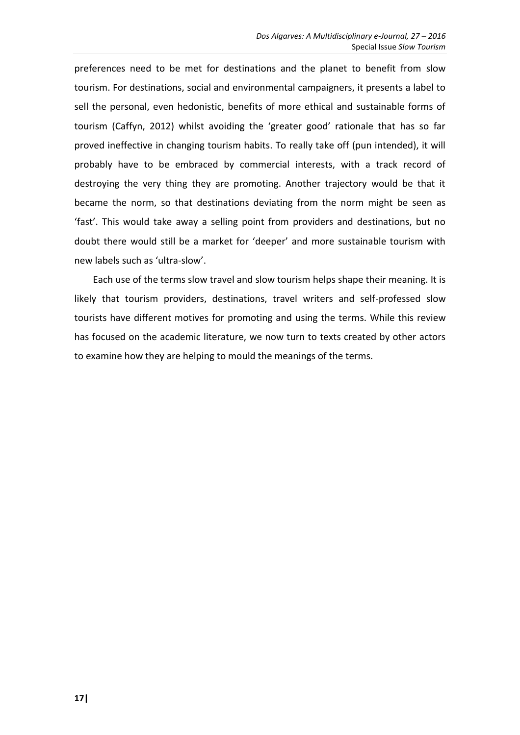preferences need to be met for destinations and the planet to benefit from slow tourism. For destinations, social and environmental campaigners, it presents a label to sell the personal, even hedonistic, benefits of more ethical and sustainable forms of tourism (Caffyn, 2012) whilst avoiding the 'greater good' rationale that has so far proved ineffective in changing tourism habits. To really take off (pun intended), it will probably have to be embraced by commercial interests, with a track record of destroying the very thing they are promoting. Another trajectory would be that it became the norm, so that destinations deviating from the norm might be seen as 'fast'. This would take away a selling point from providers and destinations, but no doubt there would still be a market for 'deeper' and more sustainable tourism with new labels such as 'ultra-slow'.

Each use of the terms slow travel and slow tourism helps shape their meaning. It is likely that tourism providers, destinations, travel writers and self-professed slow tourists have different motives for promoting and using the terms. While this review has focused on the academic literature, we now turn to texts created by other actors to examine how they are helping to mould the meanings of the terms.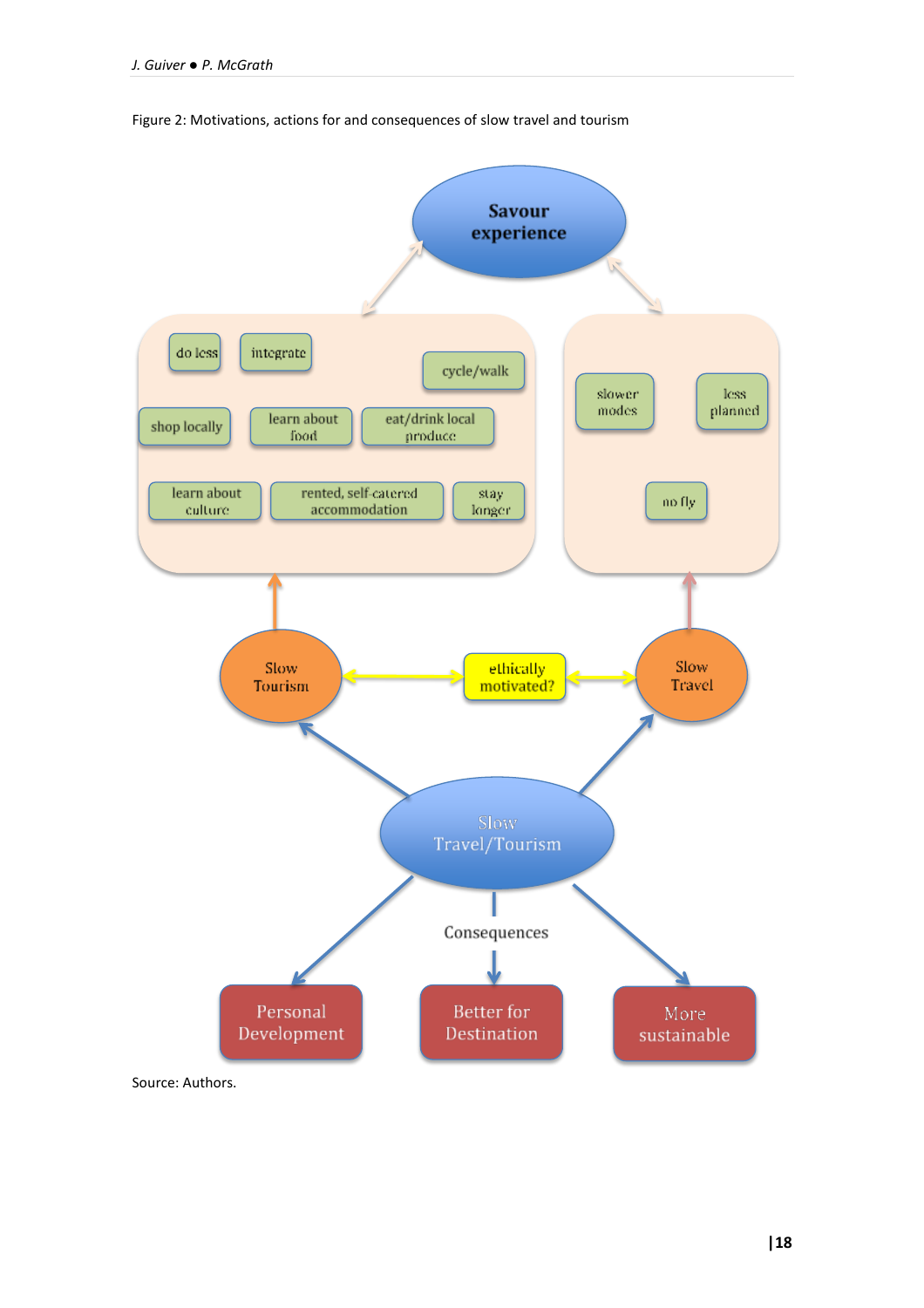Figure 2: Motivations, actions for and consequences of slow travel and tourism

Savour experience

do less | integrate | cycle/walk | shop locally | learn about food | eat/drink local produce | learn about culture | rented, self-catered accommodation | stay longer

slower modes | less planned | no fly

Slow Tourism — ethically motivated? — Slow Travel

Slow Travel/Tourism

Consequences

Personal Development | Better for Destination | More sustainable

Source: Authors.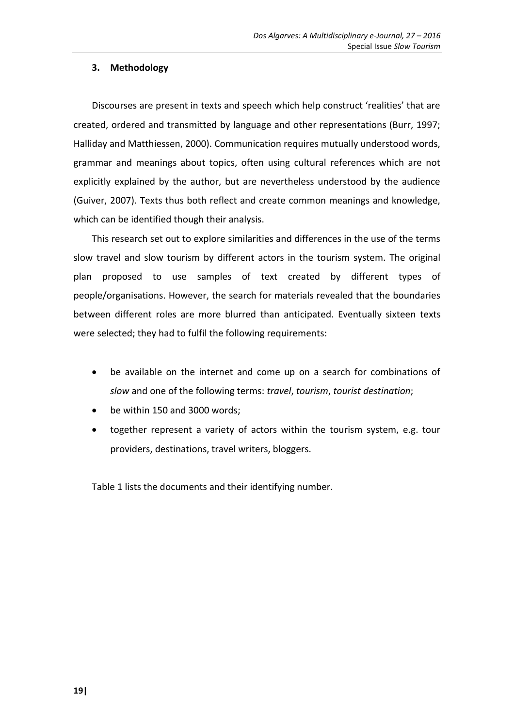## 3. Methodology

Discourses are present in texts and speech which help construct 'realities' that are created, ordered and transmitted by language and other representations (Burr, 1997; Halliday and Matthiessen, 2000). Communication requires mutually understood words, grammar and meanings about topics, often using cultural references which are not explicitly explained by the author, but are nevertheless understood by the audience (Guiver, 2007). Texts thus both reflect and create common meanings and knowledge, which can be identified though their analysis.

This research set out to explore similarities and differences in the use of the terms slow travel and slow tourism by different actors in the tourism system. The original plan proposed to use samples of text created by different types of people/organisations. However, the search for materials revealed that the boundaries between different roles are more blurred than anticipated. Eventually sixteen texts were selected; they had to fulfil the following requirements:

- be available on the internet and come up on a search for combinations of *slow* and one of the following terms: *travel*, *tourism*, *tourist destination*;
- be within 150 and 3000 words;
- together represent a variety of actors within the tourism system, e.g. tour providers, destinations, travel writers, bloggers.

Table 1 lists the documents and their identifying number.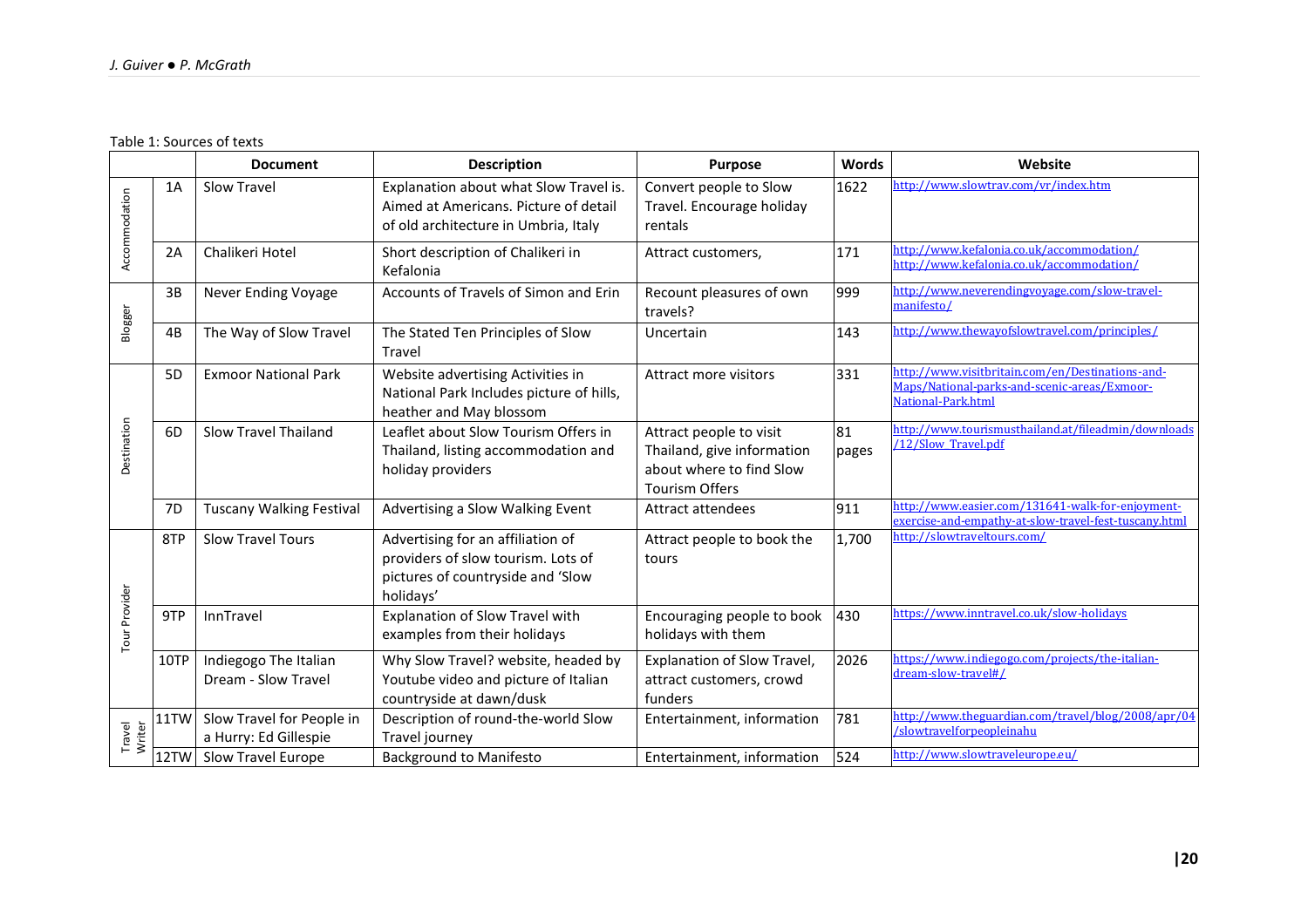Table 1: Sources of texts

| | | Document | Description | Purpose | Words | Website |
|---|---|---|---|---|---|---|
| Accommodation | 1A | Slow Travel | Explanation about what Slow Travel is. Aimed at Americans. Picture of detail of old architecture in Umbria, Italy | Convert people to Slow Travel. Encourage holiday rentals | 1622 | http://www.slowtrav.com/vr/index.htm |
| | 2A | Chalikeri Hotel | Short description of Chalikeri in Kefalonia | Attract customers, | 171 | http://www.kefalonia.co.uk/accommodation/ http://www.kefalonia.co.uk/accommodation/ |
| Blogger | 3B | Never Ending Voyage | Accounts of Travels of Simon and Erin | Recount pleasures of own travels? | 999 | http://www.neverendingvoyage.com/slow-travel-manifesto/ |
| | 4B | The Way of Slow Travel | The Stated Ten Principles of Slow Travel | Uncertain | 143 | http://www.thewayofslowtravel.com/principles/ |
| Destination | 5D | Exmoor National Park | Website advertising Activities in National Park Includes picture of hills, heather and May blossom | Attract more visitors | 331 | http://www.visitbritain.com/en/Destinations-and-Maps/National-parks-and-scenic-areas/Exmoor-National-Park.html |
| | 6D | Slow Travel Thailand | Leaflet about Slow Tourism Offers in Thailand, listing accommodation and holiday providers | Attract people to visit Thailand, give information about where to find Slow Tourism Offers | 81 pages | http://www.tourismusthailand.at/fileadmin/downloads/12/Slow_Travel.pdf |
| | 7D | Tuscany Walking Festival | Advertising a Slow Walking Event | Attract attendees | 911 | http://www.easier.com/131641-walk-for-enjoyment-exercise-and-empathy-at-slow-travel-fest-tuscany.html |
| Tour Provider | 8TP | Slow Travel Tours | Advertising for an affiliation of providers of slow tourism. Lots of pictures of countryside and 'Slow holidays' | Attract people to book the tours | 1,700 | http://slowtraveltours.com/ |
| | 9TP | InnTravel | Explanation of Slow Travel with examples from their holidays | Encouraging people to book holidays with them | 430 | https://www.inntravel.co.uk/slow-holidays |
| | 10TP | Indiegogo The Italian Dream - Slow Travel | Why Slow Travel? website, headed by Youtube video and picture of Italian countryside at dawn/dusk | Explanation of Slow Travel, attract customers, crowd funders | 2026 | https://www.indiegogo.com/projects/the-italian-dream-slow-travel#/ |
| Travel Writer | 11TW | Slow Travel for People in a Hurry: Ed Gillespie | Description of round-the-world Slow Travel journey | Entertainment, information | 781 | http://www.theguardian.com/travel/blog/2008/apr/04/slowtravelforpeopleinahu |
| | 12TW | Slow Travel Europe | Background to Manifesto | Entertainment, information | 524 | http://www.slowtraveleurope.eu/ |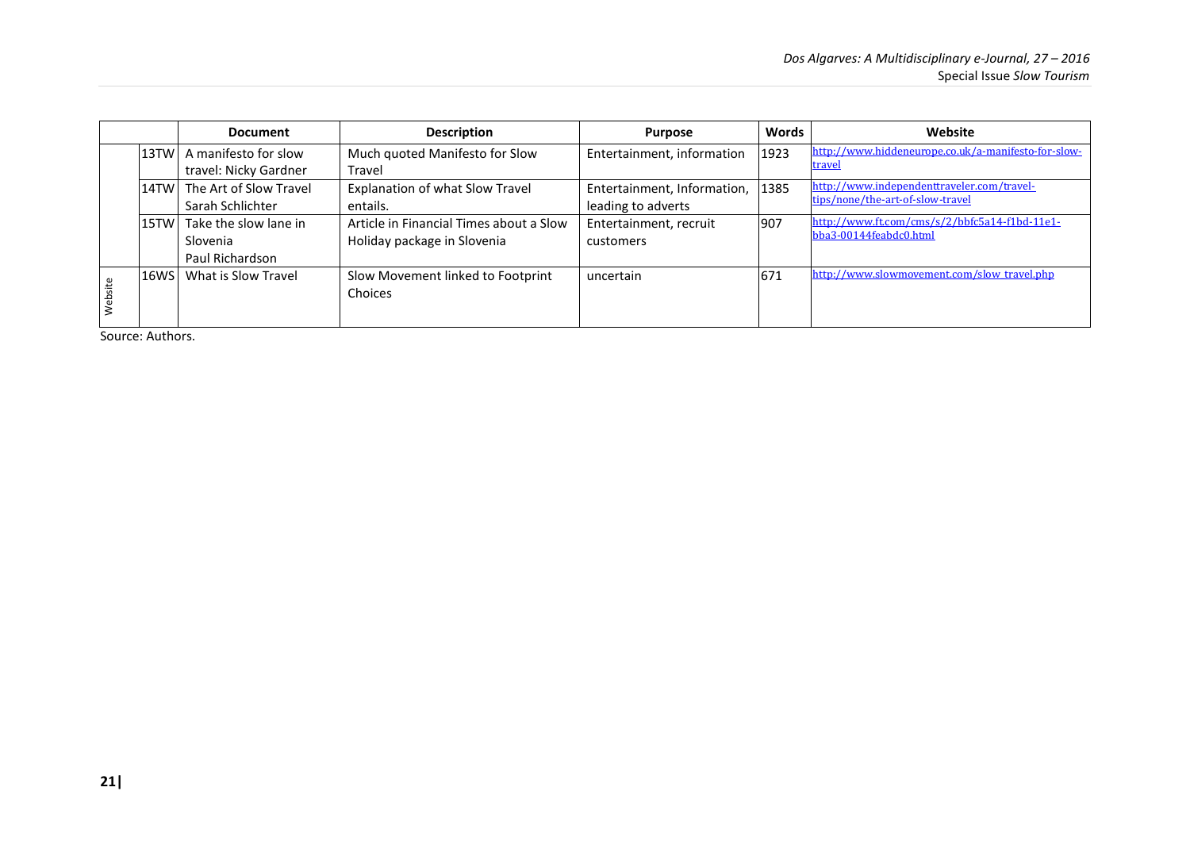| | | Document | Description | Purpose | Words | Website |
|---|---|---|---|---|---|---|
| | 13TW | A manifesto for slow travel: Nicky Gardner | Much quoted Manifesto for Slow Travel | Entertainment, information | 1923 | http://www.hiddeneurope.co.uk/a-manifesto-for-slow-travel |
| | 14TW | The Art of Slow Travel Sarah Schlichter | Explanation of what Slow Travel entails. | Entertainment, Information, leading to adverts | 1385 | http://www.independenttraveler.com/travel-tips/none/the-art-of-slow-travel |
| | 15TW | Take the slow lane in Slovenia Paul Richardson | Article in Financial Times about a Slow Holiday package in Slovenia | Entertainment, recruit customers | 907 | http://www.ft.com/cms/s/2/bbfc5a14-f1bd-11e1-bba3-00144feabdc0.html |
| Website | 16WS | What is Slow Travel | Slow Movement linked to Footprint Choices | uncertain | 671 | http://www.slowmovement.com/slow_travel.php |

Source: Authors.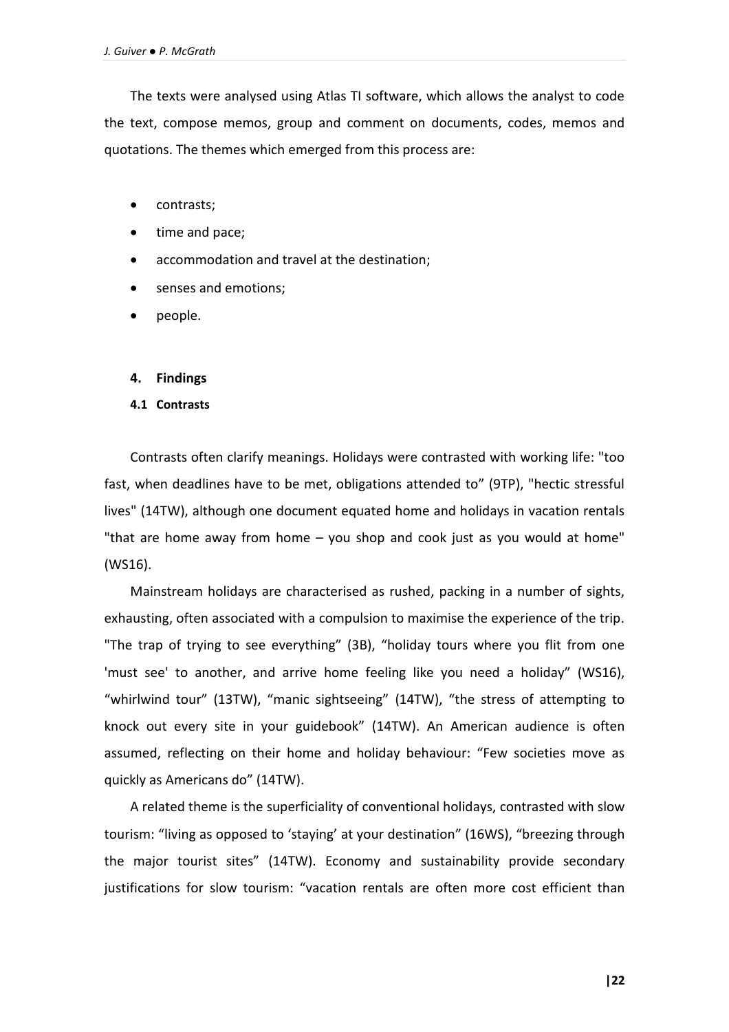The texts were analysed using Atlas TI software, which allows the analyst to code the text, compose memos, group and comment on documents, codes, memos and quotations. The themes which emerged from this process are:

- contrasts;
- time and pace;
- accommodation and travel at the destination;
- senses and emotions;
- people.

## 4. Findings

### 4.1 Contrasts

Contrasts often clarify meanings. Holidays were contrasted with working life: "too fast, when deadlines have to be met, obligations attended to" (9TP), "hectic stressful lives" (14TW), although one document equated home and holidays in vacation rentals "that are home away from home – you shop and cook just as you would at home" (WS16).

Mainstream holidays are characterised as rushed, packing in a number of sights, exhausting, often associated with a compulsion to maximise the experience of the trip. "The trap of trying to see everything" (3B), "holiday tours where you flit from one 'must see' to another, and arrive home feeling like you need a holiday" (WS16), "whirlwind tour" (13TW), "manic sightseeing" (14TW), "the stress of attempting to knock out every site in your guidebook" (14TW). An American audience is often assumed, reflecting on their home and holiday behaviour: "Few societies move as quickly as Americans do" (14TW).

A related theme is the superficiality of conventional holidays, contrasted with slow tourism: "living as opposed to 'staying' at your destination" (16WS), "breezing through the major tourist sites" (14TW). Economy and sustainability provide secondary justifications for slow tourism: "vacation rentals are often more cost efficient than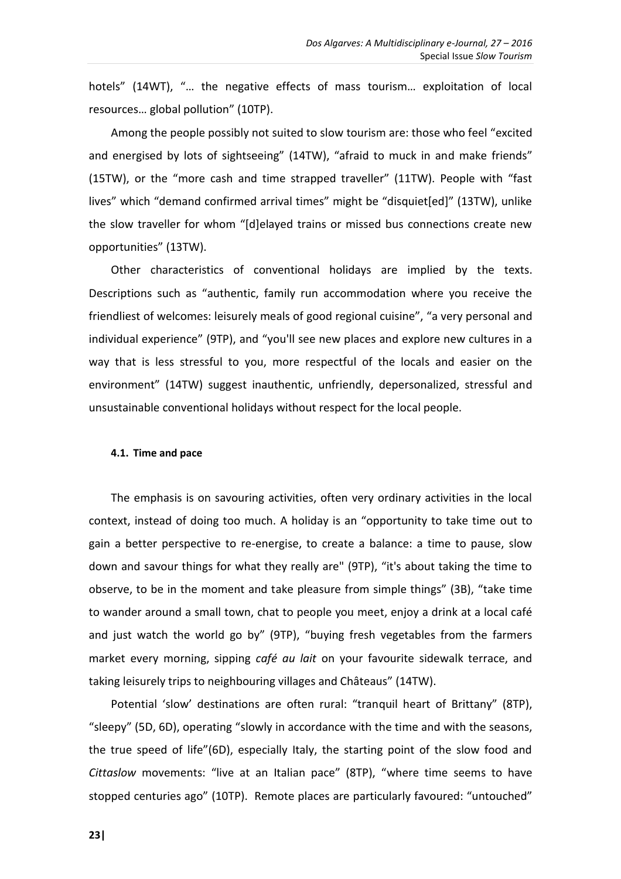hotels" (14WT), "… the negative effects of mass tourism… exploitation of local resources… global pollution" (10TP).

Among the people possibly not suited to slow tourism are: those who feel "excited and energised by lots of sightseeing" (14TW), "afraid to muck in and make friends" (15TW), or the "more cash and time strapped traveller" (11TW). People with "fast lives" which "demand confirmed arrival times" might be "disquiet[ed]" (13TW), unlike the slow traveller for whom "[d]elayed trains or missed bus connections create new opportunities" (13TW).

Other characteristics of conventional holidays are implied by the texts. Descriptions such as "authentic, family run accommodation where you receive the friendliest of welcomes: leisurely meals of good regional cuisine", "a very personal and individual experience" (9TP), and "you'll see new places and explore new cultures in a way that is less stressful to you, more respectful of the locals and easier on the environment" (14TW) suggest inauthentic, unfriendly, depersonalized, stressful and unsustainable conventional holidays without respect for the local people.

#### 4.1. Time and pace

The emphasis is on savouring activities, often very ordinary activities in the local context, instead of doing too much. A holiday is an "opportunity to take time out to gain a better perspective to re-energise, to create a balance: a time to pause, slow down and savour things for what they really are" (9TP), "it's about taking the time to observe, to be in the moment and take pleasure from simple things" (3B), "take time to wander around a small town, chat to people you meet, enjoy a drink at a local café and just watch the world go by" (9TP), "buying fresh vegetables from the farmers market every morning, sipping *café au lait* on your favourite sidewalk terrace, and taking leisurely trips to neighbouring villages and Châteaus" (14TW).

Potential 'slow' destinations are often rural: "tranquil heart of Brittany" (8TP), "sleepy" (5D, 6D), operating "slowly in accordance with the time and with the seasons, the true speed of life"(6D), especially Italy, the starting point of the slow food and *Cittaslow* movements: "live at an Italian pace" (8TP), "where time seems to have stopped centuries ago" (10TP). Remote places are particularly favoured: "untouched"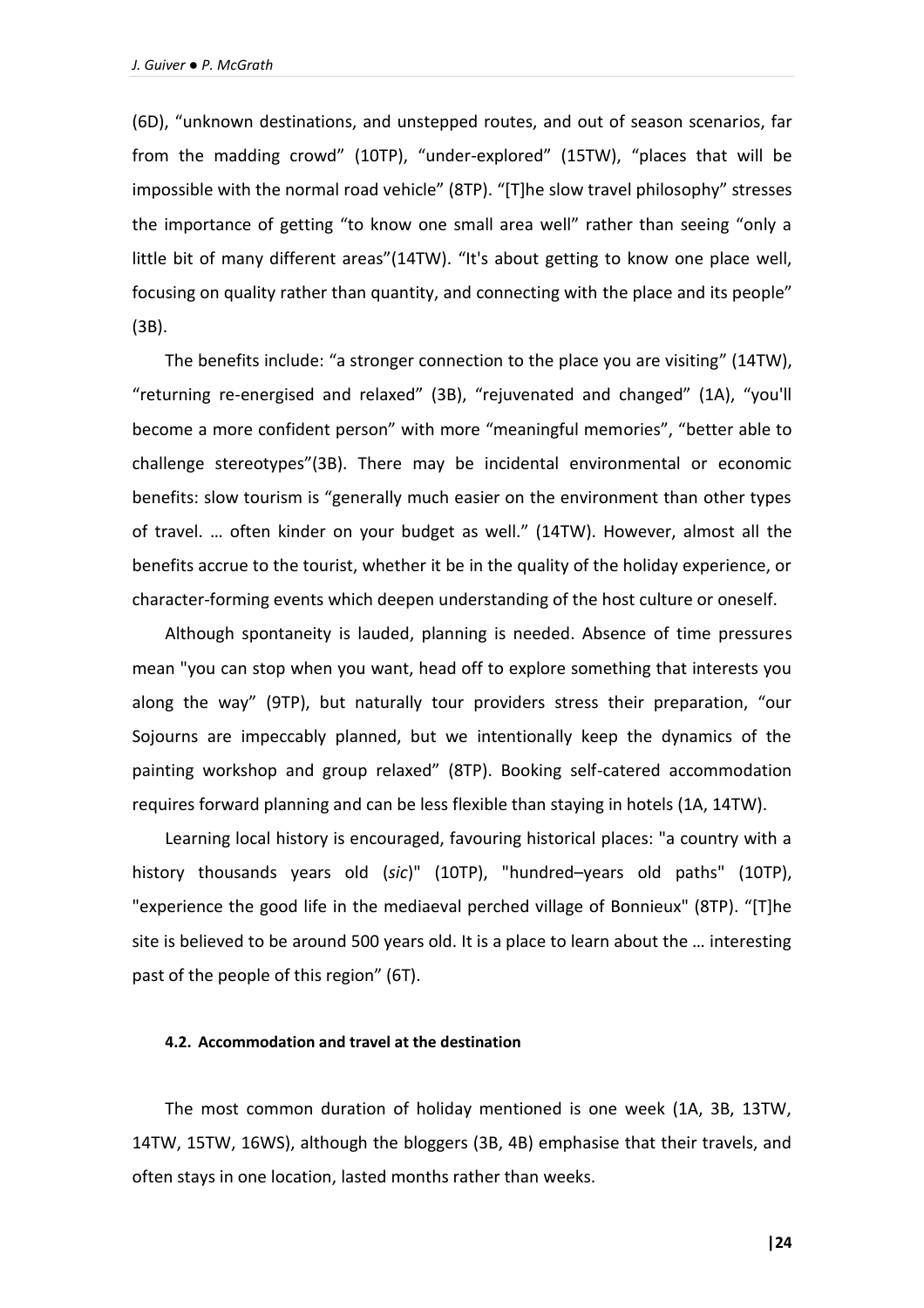(6D), "unknown destinations, and unstepped routes, and out of season scenarios, far from the madding crowd" (10TP), "under-explored" (15TW), "places that will be impossible with the normal road vehicle" (8TP). "[T]he slow travel philosophy" stresses the importance of getting "to know one small area well" rather than seeing "only a little bit of many different areas"(14TW). "It's about getting to know one place well, focusing on quality rather than quantity, and connecting with the place and its people" (3B).

The benefits include: "a stronger connection to the place you are visiting" (14TW), "returning re-energised and relaxed" (3B), "rejuvenated and changed" (1A), "you'll become a more confident person" with more "meaningful memories", "better able to challenge stereotypes"(3B). There may be incidental environmental or economic benefits: slow tourism is "generally much easier on the environment than other types of travel. … often kinder on your budget as well." (14TW). However, almost all the benefits accrue to the tourist, whether it be in the quality of the holiday experience, or character-forming events which deepen understanding of the host culture or oneself.

Although spontaneity is lauded, planning is needed. Absence of time pressures mean "you can stop when you want, head off to explore something that interests you along the way" (9TP), but naturally tour providers stress their preparation, "our Sojourns are impeccably planned, but we intentionally keep the dynamics of the painting workshop and group relaxed" (8TP). Booking self-catered accommodation requires forward planning and can be less flexible than staying in hotels (1A, 14TW).

Learning local history is encouraged, favouring historical places: "a country with a history thousands years old (*sic*)" (10TP), "hundred–years old paths" (10TP), "experience the good life in the mediaeval perched village of Bonnieux" (8TP). "[T]he site is believed to be around 500 years old. It is a place to learn about the … interesting past of the people of this region" (6T).

#### 4.2. Accommodation and travel at the destination

The most common duration of holiday mentioned is one week (1A, 3B, 13TW, 14TW, 15TW, 16WS), although the bloggers (3B, 4B) emphasise that their travels, and often stays in one location, lasted months rather than weeks.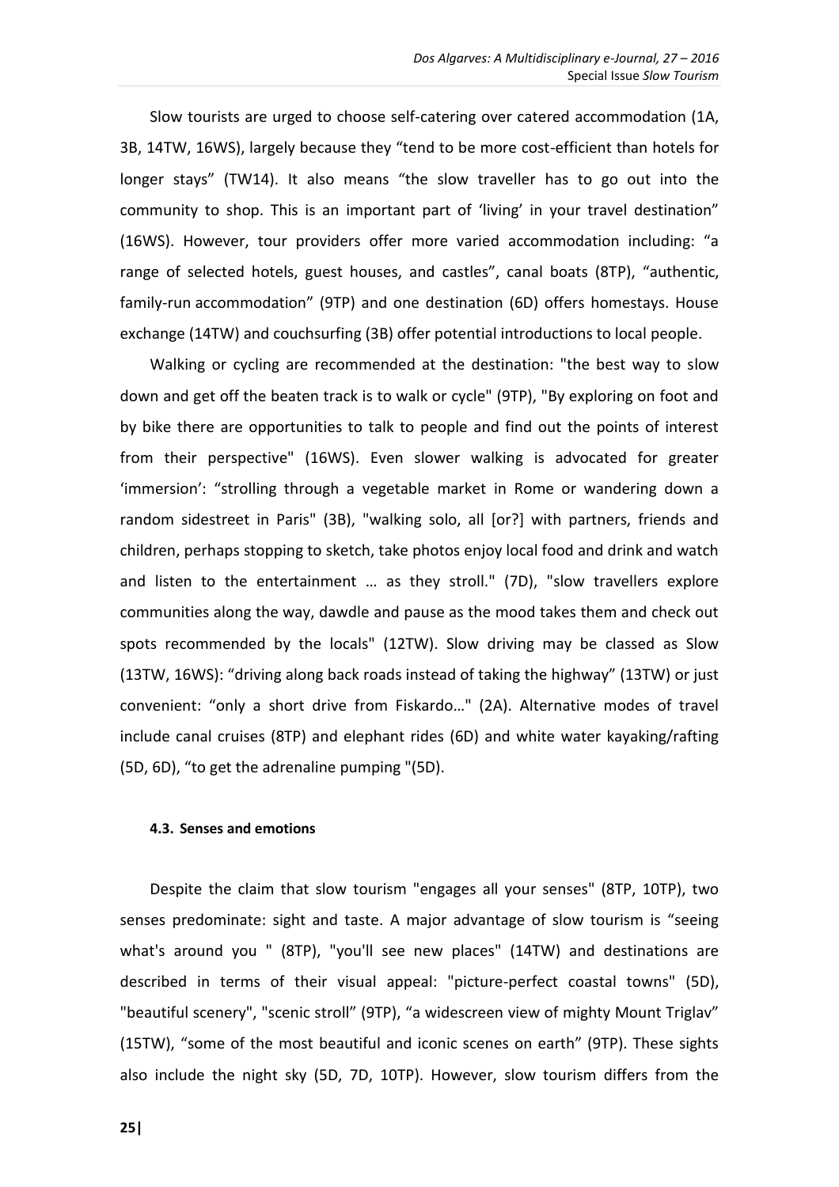Slow tourists are urged to choose self-catering over catered accommodation (1A, 3B, 14TW, 16WS), largely because they "tend to be more cost-efficient than hotels for longer stays" (TW14). It also means "the slow traveller has to go out into the community to shop. This is an important part of 'living' in your travel destination" (16WS). However, tour providers offer more varied accommodation including: "a range of selected hotels, guest houses, and castles", canal boats (8TP), "authentic, family-run accommodation" (9TP) and one destination (6D) offers homestays. House exchange (14TW) and couchsurfing (3B) offer potential introductions to local people.

Walking or cycling are recommended at the destination: "the best way to slow down and get off the beaten track is to walk or cycle" (9TP), "By exploring on foot and by bike there are opportunities to talk to people and find out the points of interest from their perspective" (16WS). Even slower walking is advocated for greater 'immersion': "strolling through a vegetable market in Rome or wandering down a random sidestreet in Paris" (3B), "walking solo, all [or?] with partners, friends and children, perhaps stopping to sketch, take photos enjoy local food and drink and watch and listen to the entertainment … as they stroll." (7D), "slow travellers explore communities along the way, dawdle and pause as the mood takes them and check out spots recommended by the locals" (12TW). Slow driving may be classed as Slow (13TW, 16WS): "driving along back roads instead of taking the highway" (13TW) or just convenient: "only a short drive from Fiskardo…" (2A). Alternative modes of travel include canal cruises (8TP) and elephant rides (6D) and white water kayaking/rafting (5D, 6D), "to get the adrenaline pumping "(5D).

#### 4.3. Senses and emotions

Despite the claim that slow tourism "engages all your senses" (8TP, 10TP), two senses predominate: sight and taste. A major advantage of slow tourism is "seeing what's around you " (8TP), "you'll see new places" (14TW) and destinations are described in terms of their visual appeal: "picture-perfect coastal towns" (5D), "beautiful scenery", "scenic stroll" (9TP), "a widescreen view of mighty Mount Triglav" (15TW), "some of the most beautiful and iconic scenes on earth" (9TP). These sights also include the night sky (5D, 7D, 10TP). However, slow tourism differs from the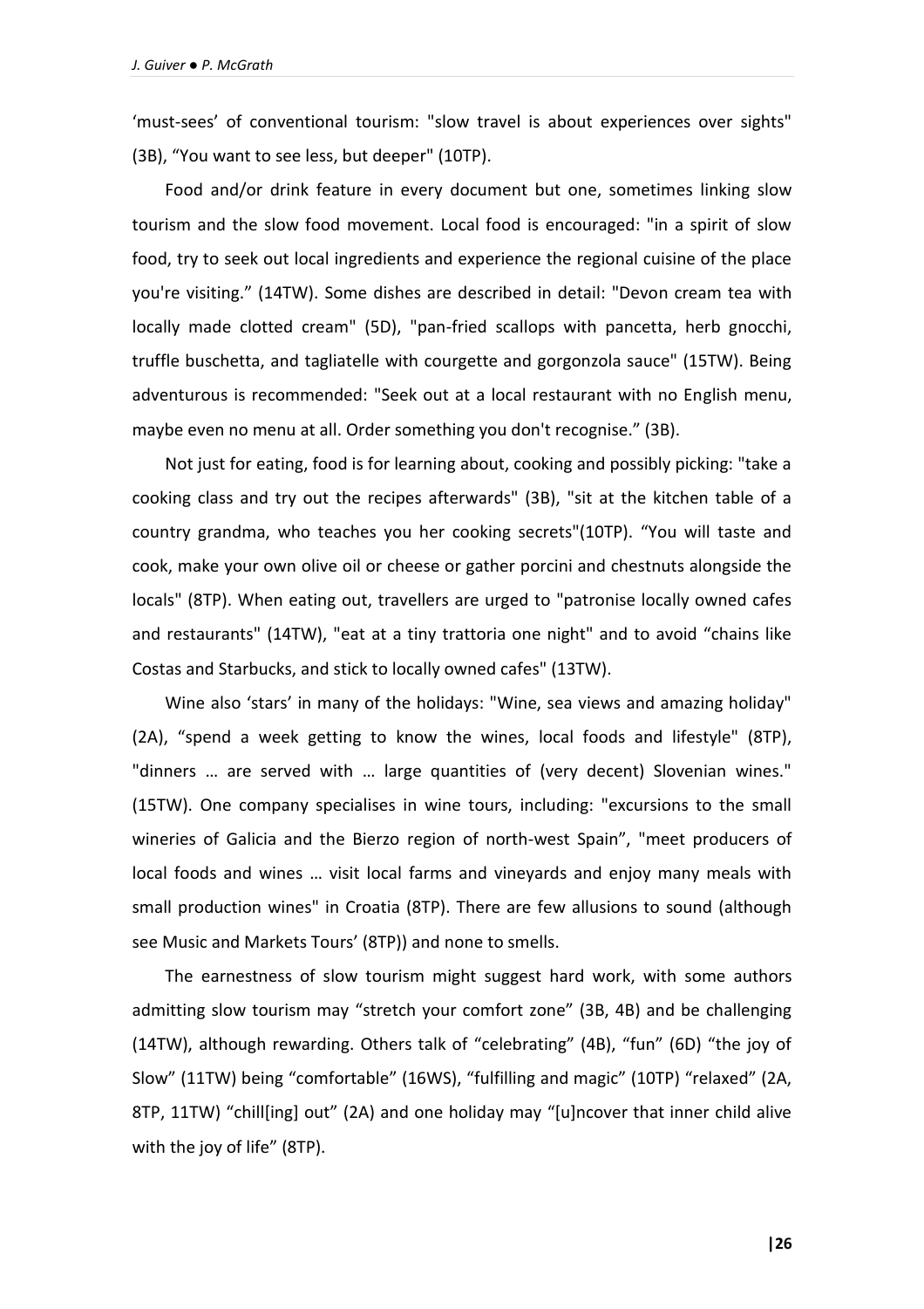'must-sees' of conventional tourism: "slow travel is about experiences over sights" (3B), "You want to see less, but deeper" (10TP).

Food and/or drink feature in every document but one, sometimes linking slow tourism and the slow food movement. Local food is encouraged: "in a spirit of slow food, try to seek out local ingredients and experience the regional cuisine of the place you're visiting." (14TW). Some dishes are described in detail: "Devon cream tea with locally made clotted cream" (5D), "pan-fried scallops with pancetta, herb gnocchi, truffle buschetta, and tagliatelle with courgette and gorgonzola sauce" (15TW). Being adventurous is recommended: "Seek out at a local restaurant with no English menu, maybe even no menu at all. Order something you don't recognise." (3B).

Not just for eating, food is for learning about, cooking and possibly picking: "take a cooking class and try out the recipes afterwards" (3B), "sit at the kitchen table of a country grandma, who teaches you her cooking secrets"(10TP). "You will taste and cook, make your own olive oil or cheese or gather porcini and chestnuts alongside the locals" (8TP). When eating out, travellers are urged to "patronise locally owned cafes and restaurants" (14TW), "eat at a tiny trattoria one night" and to avoid "chains like Costas and Starbucks, and stick to locally owned cafes" (13TW).

Wine also 'stars' in many of the holidays: "Wine, sea views and amazing holiday" (2A), "spend a week getting to know the wines, local foods and lifestyle" (8TP), "dinners … are served with … large quantities of (very decent) Slovenian wines." (15TW). One company specialises in wine tours, including: "excursions to the small wineries of Galicia and the Bierzo region of north-west Spain", "meet producers of local foods and wines … visit local farms and vineyards and enjoy many meals with small production wines" in Croatia (8TP). There are few allusions to sound (although see Music and Markets Tours' (8TP)) and none to smells.

The earnestness of slow tourism might suggest hard work, with some authors admitting slow tourism may "stretch your comfort zone" (3B, 4B) and be challenging (14TW), although rewarding. Others talk of "celebrating" (4B), "fun" (6D) "the joy of Slow" (11TW) being "comfortable" (16WS), "fulfilling and magic" (10TP) "relaxed" (2A, 8TP, 11TW) "chill[ing] out" (2A) and one holiday may "[u]ncover that inner child alive with the joy of life" (8TP).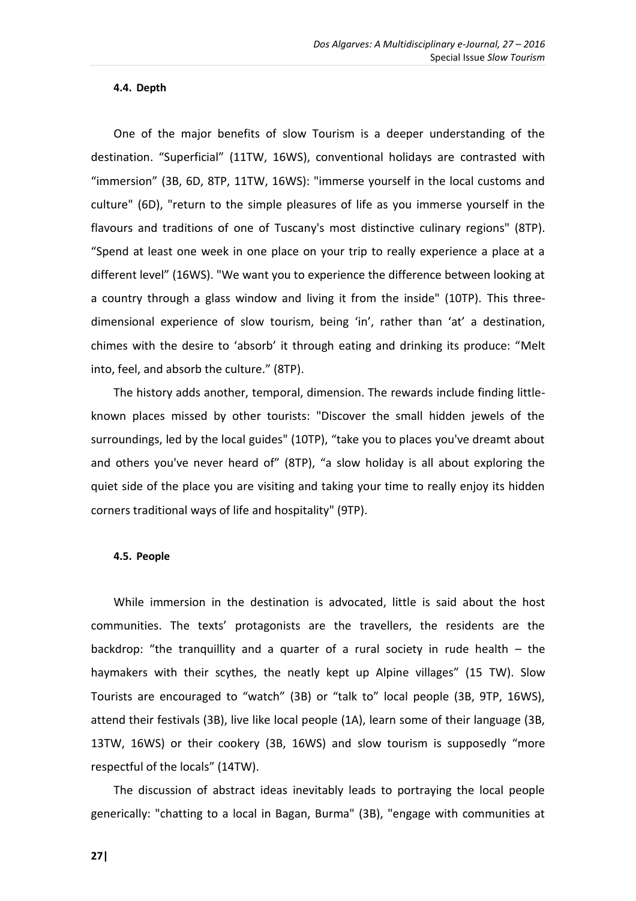#### 4.4. Depth

One of the major benefits of slow Tourism is a deeper understanding of the destination. “Superficial” (11TW, 16WS), conventional holidays are contrasted with “immersion” (3B, 6D, 8TP, 11TW, 16WS): "immerse yourself in the local customs and culture" (6D), "return to the simple pleasures of life as you immerse yourself in the flavours and traditions of one of Tuscany's most distinctive culinary regions" (8TP). “Spend at least one week in one place on your trip to really experience a place at a different level” (16WS). "We want you to experience the difference between looking at a country through a glass window and living it from the inside" (10TP). This three-dimensional experience of slow tourism, being ‘in’, rather than ‘at’ a destination, chimes with the desire to ‘absorb’ it through eating and drinking its produce: “Melt into, feel, and absorb the culture.” (8TP).

The history adds another, temporal, dimension. The rewards include finding little-known places missed by other tourists: "Discover the small hidden jewels of the surroundings, led by the local guides" (10TP), “take you to places you've dreamt about and others you've never heard of” (8TP), “a slow holiday is all about exploring the quiet side of the place you are visiting and taking your time to really enjoy its hidden corners traditional ways of life and hospitality" (9TP).

#### 4.5. People

While immersion in the destination is advocated, little is said about the host communities. The texts’ protagonists are the travellers, the residents are the backdrop: “the tranquillity and a quarter of a rural society in rude health – the haymakers with their scythes, the neatly kept up Alpine villages” (15 TW). Slow Tourists are encouraged to “watch” (3B) or “talk to” local people (3B, 9TP, 16WS), attend their festivals (3B), live like local people (1A), learn some of their language (3B, 13TW, 16WS) or their cookery (3B, 16WS) and slow tourism is supposedly “more respectful of the locals” (14TW).

The discussion of abstract ideas inevitably leads to portraying the local people generically: "chatting to a local in Bagan, Burma" (3B), "engage with communities at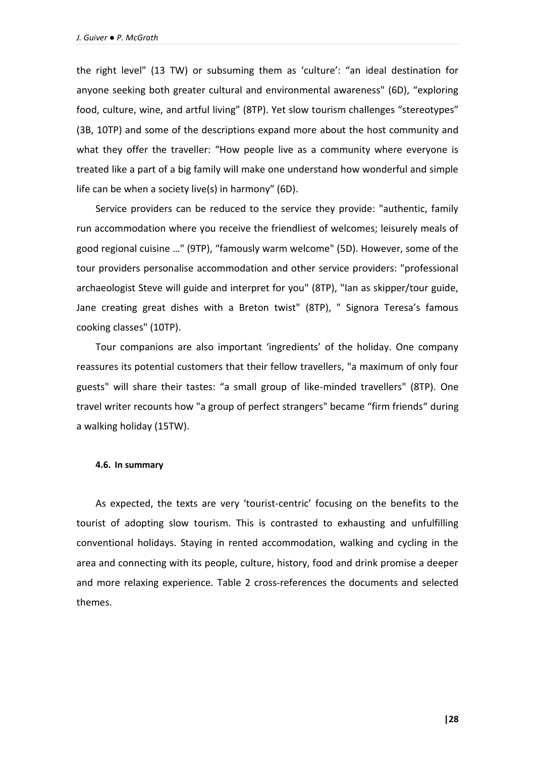the right level" (13 TW) or subsuming them as 'culture': "an ideal destination for anyone seeking both greater cultural and environmental awareness" (6D), "exploring food, culture, wine, and artful living" (8TP). Yet slow tourism challenges "stereotypes" (3B, 10TP) and some of the descriptions expand more about the host community and what they offer the traveller: "How people live as a community where everyone is treated like a part of a big family will make one understand how wonderful and simple life can be when a society live(s) in harmony" (6D).

Service providers can be reduced to the service they provide: "authentic, family run accommodation where you receive the friendliest of welcomes; leisurely meals of good regional cuisine …" (9TP), "famously warm welcome" (5D). However, some of the tour providers personalise accommodation and other service providers: "professional archaeologist Steve will guide and interpret for you" (8TP), "Ian as skipper/tour guide, Jane creating great dishes with a Breton twist" (8TP), " Signora Teresa's famous cooking classes" (10TP).

Tour companions are also important 'ingredients' of the holiday. One company reassures its potential customers that their fellow travellers, "a maximum of only four guests" will share their tastes: "a small group of like-minded travellers" (8TP). One travel writer recounts how "a group of perfect strangers" became "firm friends" during a walking holiday (15TW).

#### 4.6. In summary

As expected, the texts are very 'tourist-centric' focusing on the benefits to the tourist of adopting slow tourism. This is contrasted to exhausting and unfulfilling conventional holidays. Staying in rented accommodation, walking and cycling in the area and connecting with its people, culture, history, food and drink promise a deeper and more relaxing experience. Table 2 cross-references the documents and selected themes.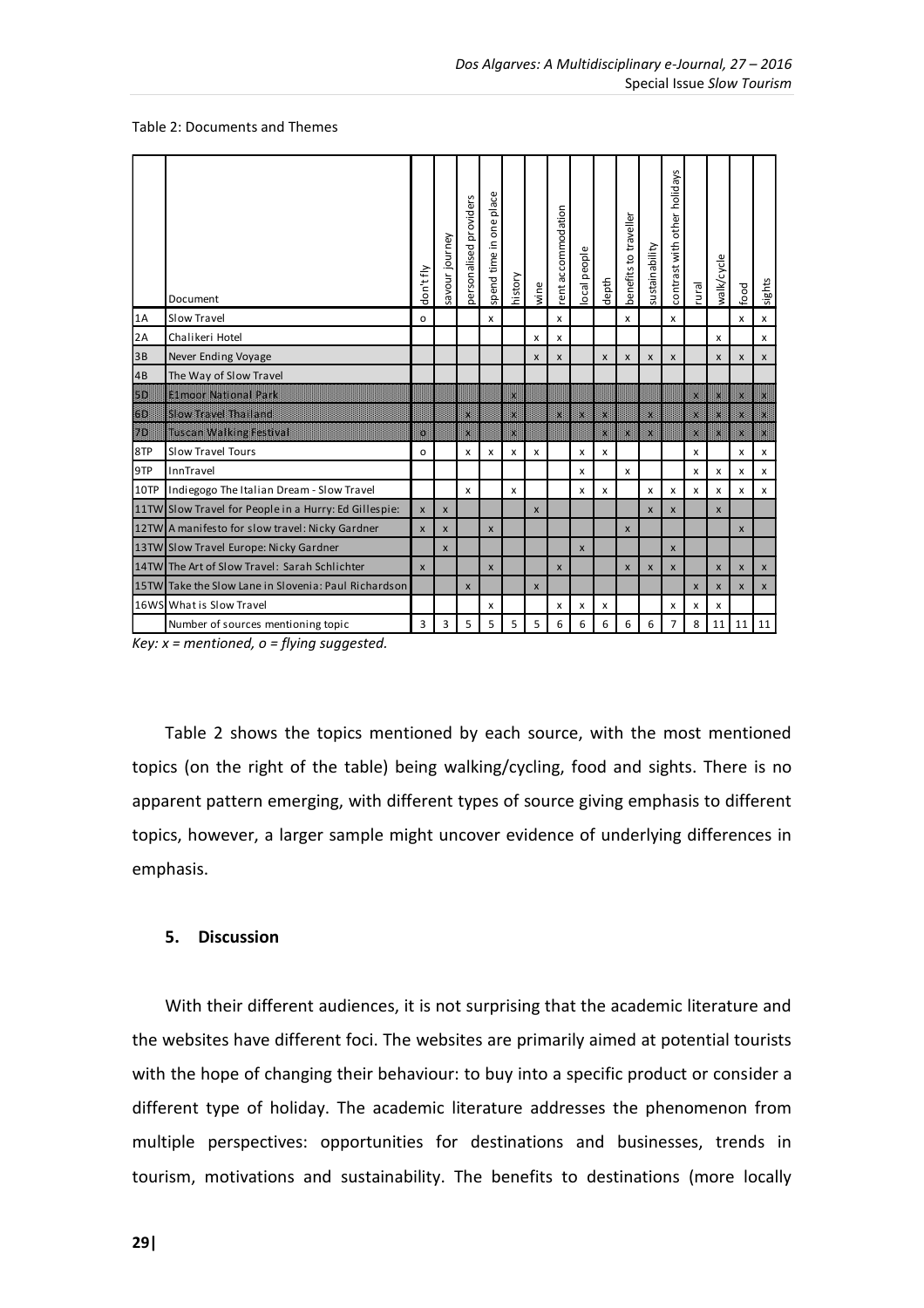Table 2: Documents and Themes

| | Document | don't fly | savour journey | personalised providers | spend time in one place | history | wine | rent accommodation | local people | depth | benefits to traveller | sustainability | contrast with other holidays | rural | walk/cycle | food | sights |
|---|---|---|---|---|---|---|---|---|---|---|---|---|---|---|---|---|---|
| 1A | Slow Travel | o | | | x | | | x | | | x | | x | | | x | x |
| 2A | Chalikeri Hotel | | | | | | x | x | | | | | | | x | | x |
| 3B | Never Ending Voyage | | | | | | x | x | | x | x | x | x | | x | x | x |
| 4B | The Way of Slow Travel | | | | | | | | | | | | | | | | |
| 5D | Elmoor National Park | | | | | x | | | | | | | | x | x | x | x |
| 6D | Slow Travel Thailand | | | x | | x | | x | x | x | | x | | x | x | x | x |
| 7D | Tuscan Walking Festival | o | | x | | x | | | | x | x | x | | x | x | x | x |
| 8TP | Slow Travel Tours | o | | x | x | x | x | | x | x | | | | x | | x | x |
| 9TP | InnTravel | | | | | | | | x | | x | | | x | x | x | x |
| 10TP | Indiegogo The Italian Dream - Slow Travel | | | x | | x | | | x | x | | x | x | x | x | x | x |
| 11TW | Slow Travel for People in a Hurry: Ed Gillespie: | x | x | | | | x | | | | | x | x | | x | | |
| 12TW | A manifesto for slow travel: Nicky Gardner | x | x | | x | | | | | | x | | | | | x | |
| 13TW | Slow Travel Europe: Nicky Gardner | | x | | | | | | x | | | | x | | | | |
| 14TW | The Art of Slow Travel: Sarah Schlichter | x | | | x | | | x | | | x | x | x | | x | x | x |
| 15TW | Take the Slow Lane in Slovenia: Paul Richardson | | | x | | | x | | | | | | | x | x | x | x |
| 16WS | What is Slow Travel | | | | x | | | x | x | x | | | x | x | x | | |
| | Number of sources mentioning topic | 3 | 3 | 5 | 5 | 5 | 5 | 6 | 6 | 6 | 6 | 6 | 7 | 8 | 11 | 11 | 11 |

*Key: x = mentioned, o = flying suggested.*

Table 2 shows the topics mentioned by each source, with the most mentioned topics (on the right of the table) being walking/cycling, food and sights. There is no apparent pattern emerging, with different types of source giving emphasis to different topics, however, a larger sample might uncover evidence of underlying differences in emphasis.

## 5. Discussion

With their different audiences, it is not surprising that the academic literature and the websites have different foci. The websites are primarily aimed at potential tourists with the hope of changing their behaviour: to buy into a specific product or consider a different type of holiday. The academic literature addresses the phenomenon from multiple perspectives: opportunities for destinations and businesses, trends in tourism, motivations and sustainability. The benefits to destinations (more locally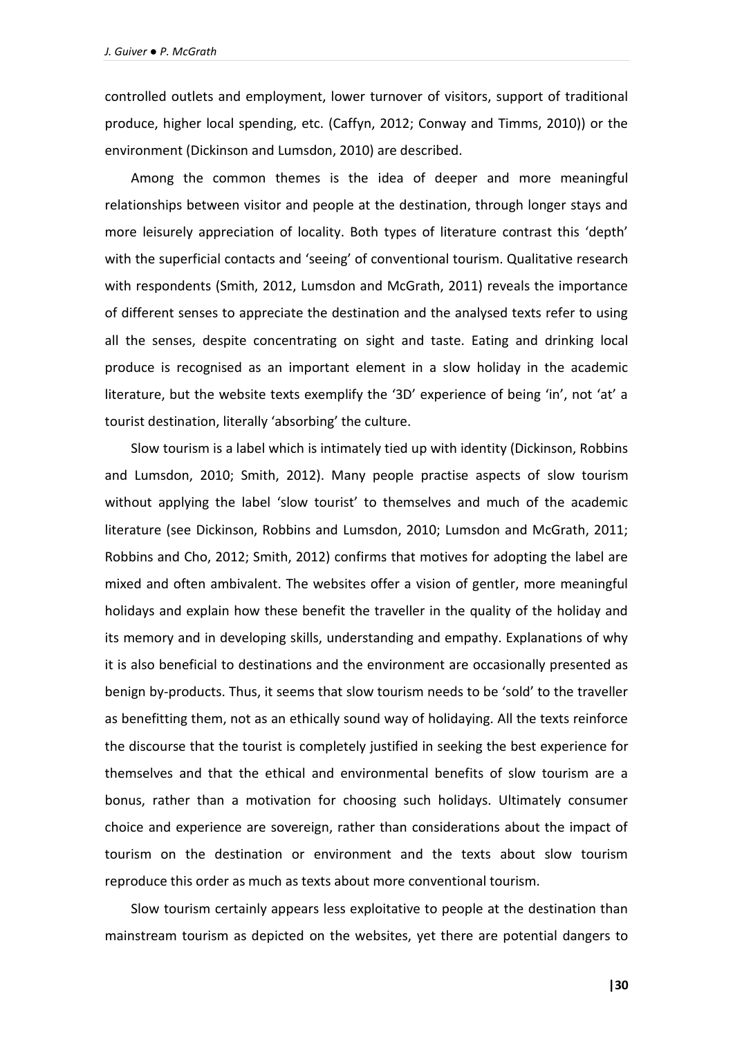controlled outlets and employment, lower turnover of visitors, support of traditional produce, higher local spending, etc. (Caffyn, 2012; Conway and Timms, 2010)) or the environment (Dickinson and Lumsdon, 2010) are described.

Among the common themes is the idea of deeper and more meaningful relationships between visitor and people at the destination, through longer stays and more leisurely appreciation of locality. Both types of literature contrast this 'depth' with the superficial contacts and 'seeing' of conventional tourism. Qualitative research with respondents (Smith, 2012, Lumsdon and McGrath, 2011) reveals the importance of different senses to appreciate the destination and the analysed texts refer to using all the senses, despite concentrating on sight and taste. Eating and drinking local produce is recognised as an important element in a slow holiday in the academic literature, but the website texts exemplify the '3D' experience of being 'in', not 'at' a tourist destination, literally 'absorbing' the culture.

Slow tourism is a label which is intimately tied up with identity (Dickinson, Robbins and Lumsdon, 2010; Smith, 2012). Many people practise aspects of slow tourism without applying the label 'slow tourist' to themselves and much of the academic literature (see Dickinson, Robbins and Lumsdon, 2010; Lumsdon and McGrath, 2011; Robbins and Cho, 2012; Smith, 2012) confirms that motives for adopting the label are mixed and often ambivalent. The websites offer a vision of gentler, more meaningful holidays and explain how these benefit the traveller in the quality of the holiday and its memory and in developing skills, understanding and empathy. Explanations of why it is also beneficial to destinations and the environment are occasionally presented as benign by-products. Thus, it seems that slow tourism needs to be 'sold' to the traveller as benefitting them, not as an ethically sound way of holidaying. All the texts reinforce the discourse that the tourist is completely justified in seeking the best experience for themselves and that the ethical and environmental benefits of slow tourism are a bonus, rather than a motivation for choosing such holidays. Ultimately consumer choice and experience are sovereign, rather than considerations about the impact of tourism on the destination or environment and the texts about slow tourism reproduce this order as much as texts about more conventional tourism.

Slow tourism certainly appears less exploitative to people at the destination than mainstream tourism as depicted on the websites, yet there are potential dangers to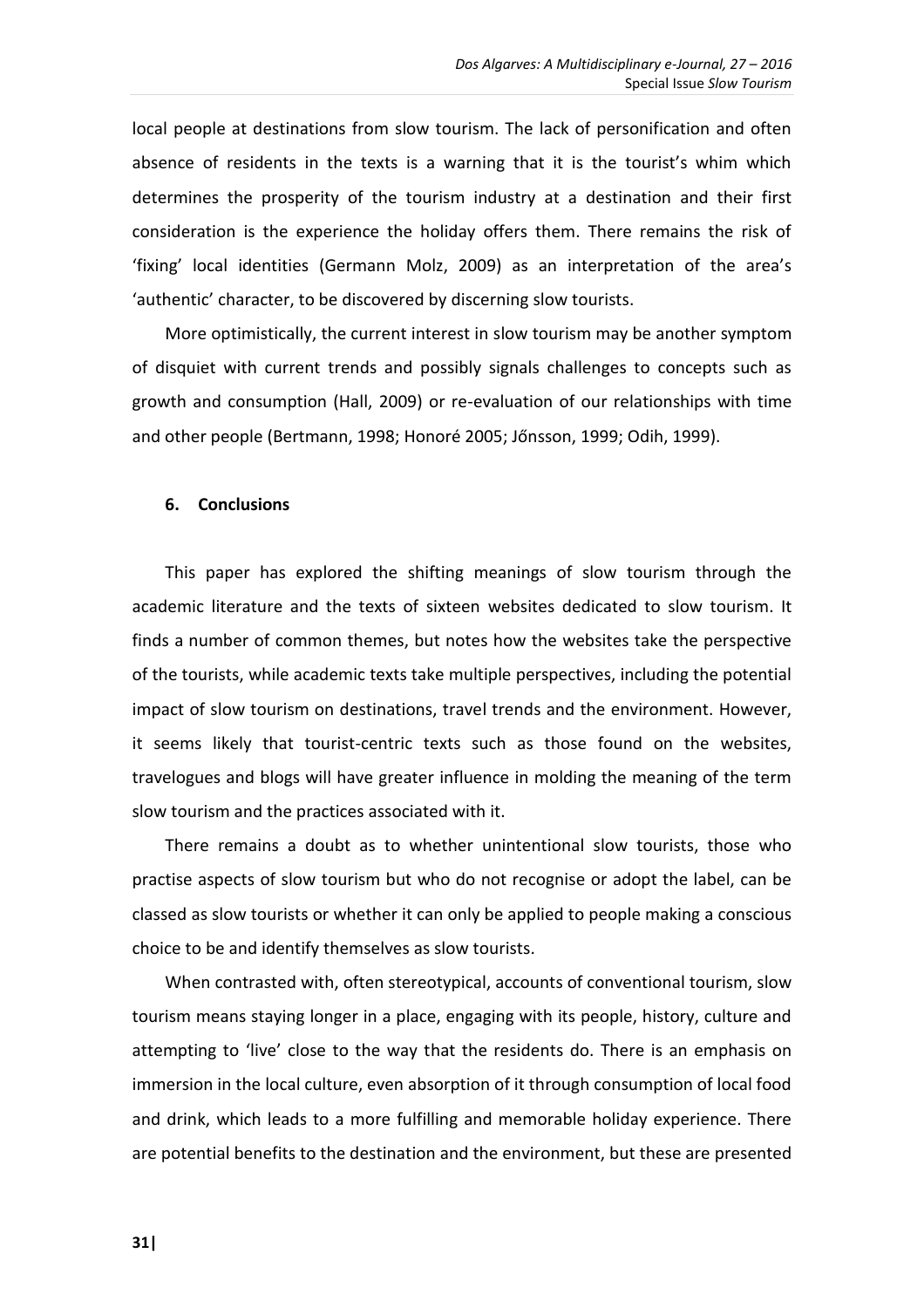local people at destinations from slow tourism. The lack of personification and often absence of residents in the texts is a warning that it is the tourist's whim which determines the prosperity of the tourism industry at a destination and their first consideration is the experience the holiday offers them. There remains the risk of 'fixing' local identities (Germann Molz, 2009) as an interpretation of the area's 'authentic' character, to be discovered by discerning slow tourists.

More optimistically, the current interest in slow tourism may be another symptom of disquiet with current trends and possibly signals challenges to concepts such as growth and consumption (Hall, 2009) or re-evaluation of our relationships with time and other people (Bertmann, 1998; Honoré 2005; Jőnsson, 1999; Odih, 1999).

## 6. Conclusions

This paper has explored the shifting meanings of slow tourism through the academic literature and the texts of sixteen websites dedicated to slow tourism. It finds a number of common themes, but notes how the websites take the perspective of the tourists, while academic texts take multiple perspectives, including the potential impact of slow tourism on destinations, travel trends and the environment. However, it seems likely that tourist-centric texts such as those found on the websites, travelogues and blogs will have greater influence in molding the meaning of the term slow tourism and the practices associated with it.

There remains a doubt as to whether unintentional slow tourists, those who practise aspects of slow tourism but who do not recognise or adopt the label, can be classed as slow tourists or whether it can only be applied to people making a conscious choice to be and identify themselves as slow tourists.

When contrasted with, often stereotypical, accounts of conventional tourism, slow tourism means staying longer in a place, engaging with its people, history, culture and attempting to 'live' close to the way that the residents do. There is an emphasis on immersion in the local culture, even absorption of it through consumption of local food and drink, which leads to a more fulfilling and memorable holiday experience. There are potential benefits to the destination and the environment, but these are presented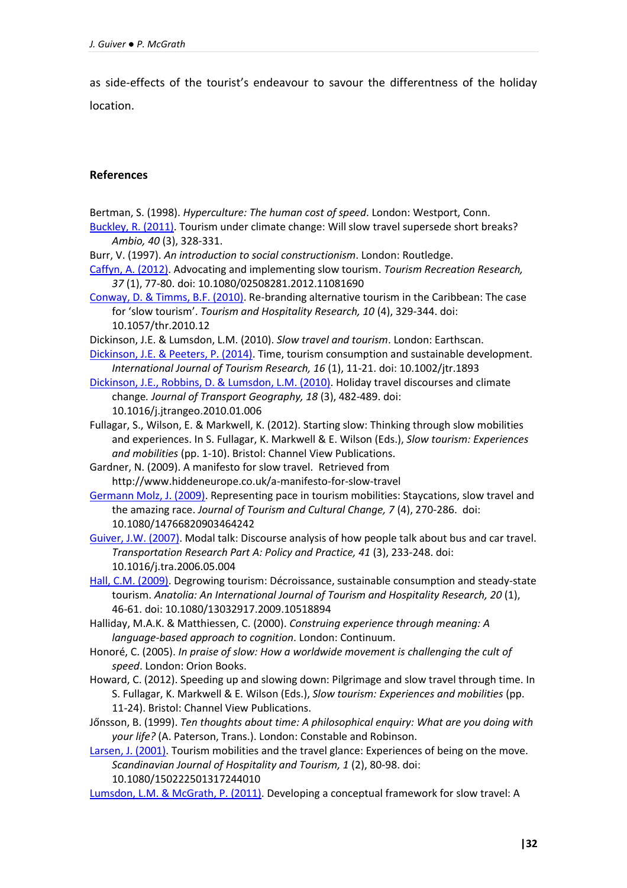as side-effects of the tourist's endeavour to savour the differentness of the holiday location.

## References

Bertman, S. (1998). *Hyperculture: The human cost of speed*. London: Westport, Conn.

Buckley, R. (2011). Tourism under climate change: Will slow travel supersede short breaks? *Ambio, 40* (3), 328-331.

Burr, V. (1997). *An introduction to social constructionism*. London: Routledge.

Caffyn, A. (2012). Advocating and implementing slow tourism. *Tourism Recreation Research, 37* (1), 77-80. doi: 10.1080/02508281.2012.11081690

Conway, D. & Timms, B.F. (2010). Re-branding alternative tourism in the Caribbean: The case for 'slow tourism'. *Tourism and Hospitality Research, 10* (4), 329-344. doi: 10.1057/thr.2010.12

Dickinson, J.E. & Lumsdon, L.M. (2010). *Slow travel and tourism*. London: Earthscan.

Dickinson, J.E. & Peeters, P. (2014). Time, tourism consumption and sustainable development. *International Journal of Tourism Research, 16* (1), 11-21. doi: 10.1002/jtr.1893

Dickinson, J.E., Robbins, D. & Lumsdon, L.M. (2010). Holiday travel discourses and climate change. *Journal of Transport Geography, 18* (3), 482-489. doi: 10.1016/j.jtrangeo.2010.01.006

Fullagar, S., Wilson, E. & Markwell, K. (2012). Starting slow: Thinking through slow mobilities and experiences. In S. Fullagar, K. Markwell & E. Wilson (Eds.), *Slow tourism: Experiences and mobilities* (pp. 1-10). Bristol: Channel View Publications.

Gardner, N. (2009). A manifesto for slow travel. Retrieved from http://www.hiddeneurope.co.uk/a-manifesto-for-slow-travel

Germann Molz, J. (2009). Representing pace in tourism mobilities: Staycations, slow travel and the amazing race. *Journal of Tourism and Cultural Change, 7* (4), 270-286. doi: 10.1080/14766820903464242

Guiver, J.W. (2007). Modal talk: Discourse analysis of how people talk about bus and car travel. *Transportation Research Part A: Policy and Practice, 41* (3), 233-248. doi: 10.1016/j.tra.2006.05.004

Hall, C.M. (2009). Degrowing tourism: Décroissance, sustainable consumption and steady-state tourism. *Anatolia: An International Journal of Tourism and Hospitality Research, 20* (1), 46-61. doi: 10.1080/13032917.2009.10518894

Halliday, M.A.K. & Matthiessen, C. (2000). *Construing experience through meaning: A language-based approach to cognition*. London: Continuum.

Honoré, C. (2005). *In praise of slow: How a worldwide movement is challenging the cult of speed*. London: Orion Books.

Howard, C. (2012). Speeding up and slowing down: Pilgrimage and slow travel through time. In S. Fullagar, K. Markwell & E. Wilson (Eds.), *Slow tourism: Experiences and mobilities* (pp. 11-24). Bristol: Channel View Publications.

Jőnsson, B. (1999). *Ten thoughts about time: A philosophical enquiry: What are you doing with your life?* (A. Paterson, Trans.). London: Constable and Robinson.

Larsen, J. (2001). Tourism mobilities and the travel glance: Experiences of being on the move. *Scandinavian Journal of Hospitality and Tourism, 1* (2), 80-98. doi: 10.1080/150222501317244010

Lumsdon, L.M. & McGrath, P. (2011). Developing a conceptual framework for slow travel: A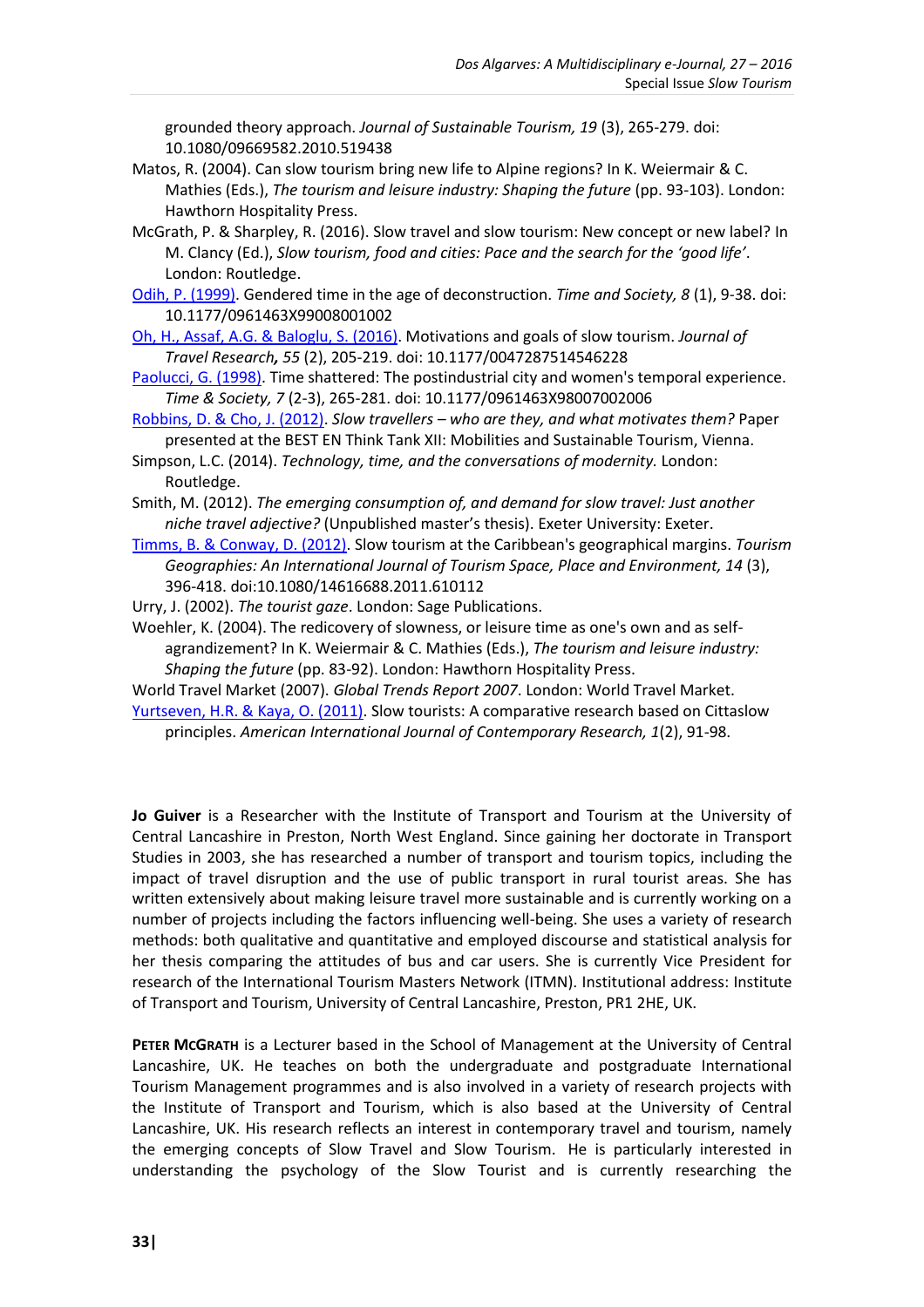grounded theory approach. *Journal of Sustainable Tourism, 19* (3), 265-279. doi: 10.1080/09669582.2010.519438

Matos, R. (2004). Can slow tourism bring new life to Alpine regions? In K. Weiermair & C. Mathies (Eds.), *The tourism and leisure industry: Shaping the future* (pp. 93-103). London: Hawthorn Hospitality Press.

McGrath, P. & Sharpley, R. (2016). Slow travel and slow tourism: New concept or new label? In M. Clancy (Ed.), *Slow tourism, food and cities: Pace and the search for the 'good life'*. London: Routledge.

Odih, P. (1999). Gendered time in the age of deconstruction. *Time and Society, 8* (1), 9-38. doi: 10.1177/0961463X99008001002

Oh, H., Assaf, A.G. & Baloglu, S. (2016). Motivations and goals of slow tourism. *Journal of Travel Research, 55* (2), 205-219. doi: 10.1177/0047287514546228

Paolucci, G. (1998). Time shattered: The postindustrial city and women's temporal experience. *Time & Society, 7* (2-3), 265-281. doi: 10.1177/0961463X98007002006

Robbins, D. & Cho, J. (2012). *Slow travellers – who are they, and what motivates them?* Paper presented at the BEST EN Think Tank XII: Mobilities and Sustainable Tourism, Vienna.

Simpson, L.C. (2014). *Technology, time, and the conversations of modernity.* London: Routledge.

Smith, M. (2012). *The emerging consumption of, and demand for slow travel: Just another niche travel adjective?* (Unpublished master's thesis). Exeter University: Exeter.

Timms, B. & Conway, D. (2012). Slow tourism at the Caribbean's geographical margins. *Tourism Geographies: An International Journal of Tourism Space, Place and Environment, 14* (3), 396-418. doi:10.1080/14616688.2011.610112

Urry, J. (2002). *The tourist gaze*. London: Sage Publications.

Woehler, K. (2004). The redicovery of slowness, or leisure time as one's own and as self-agrandizement? In K. Weiermair & C. Mathies (Eds.), *The tourism and leisure industry: Shaping the future* (pp. 83-92). London: Hawthorn Hospitality Press.

World Travel Market (2007). *Global Trends Report 2007*. London: World Travel Market.

Yurtseven, H.R. & Kaya, O. (2011). Slow tourists: A comparative research based on Cittaslow principles. *American International Journal of Contemporary Research, 1*(2), 91-98.

**Jo Guiver** is a Researcher with the Institute of Transport and Tourism at the University of Central Lancashire in Preston, North West England. Since gaining her doctorate in Transport Studies in 2003, she has researched a number of transport and tourism topics, including the impact of travel disruption and the use of public transport in rural tourist areas. She has written extensively about making leisure travel more sustainable and is currently working on a number of projects including the factors influencing well-being. She uses a variety of research methods: both qualitative and quantitative and employed discourse and statistical analysis for her thesis comparing the attitudes of bus and car users. She is currently Vice President for research of the International Tourism Masters Network (ITMN). Institutional address: Institute of Transport and Tourism, University of Central Lancashire, Preston, PR1 2HE, UK.

**Peter McGrath** is a Lecturer based in the School of Management at the University of Central Lancashire, UK. He teaches on both the undergraduate and postgraduate International Tourism Management programmes and is also involved in a variety of research projects with the Institute of Transport and Tourism, which is also based at the University of Central Lancashire, UK. His research reflects an interest in contemporary travel and tourism, namely the emerging concepts of Slow Travel and Slow Tourism. He is particularly interested in understanding the psychology of the Slow Tourist and is currently researching the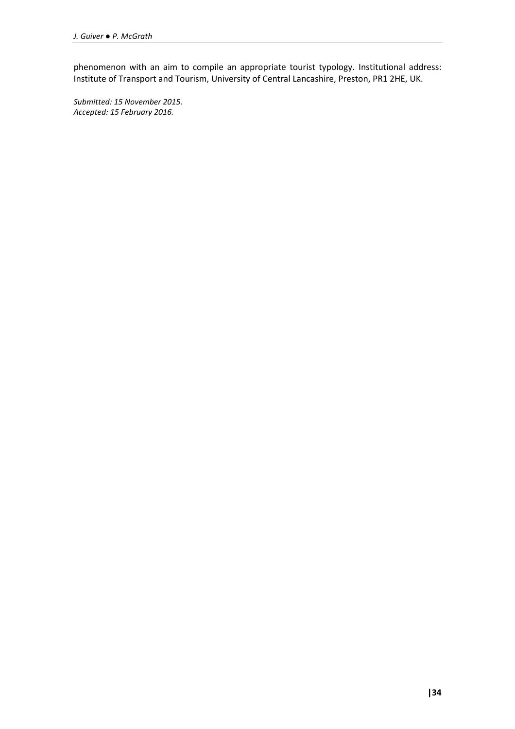phenomenon with an aim to compile an appropriate tourist typology. Institutional address: Institute of Transport and Tourism, University of Central Lancashire, Preston, PR1 2HE, UK.

*Submitted: 15 November 2015.*
*Accepted: 15 February 2016.*